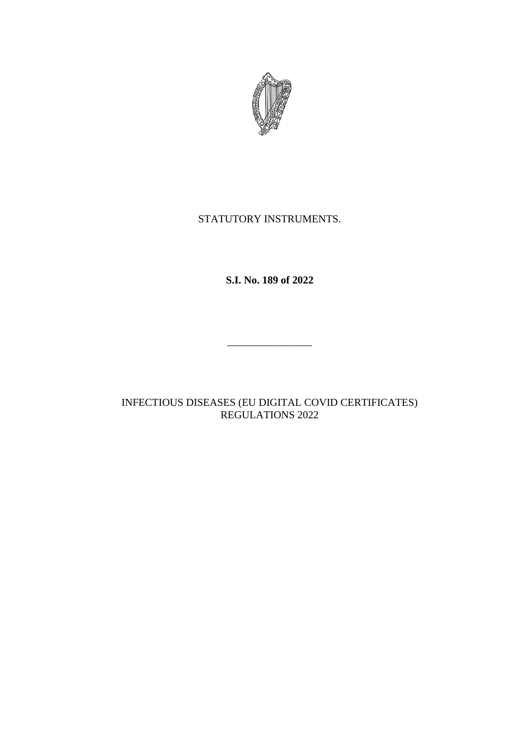STATUTORY INSTRUMENTS.

**S.I. No. 189 of 2022**

________________

INFECTIOUS DISEASES (EU DIGITAL COVID CERTIFICATES) REGULATIONS 2022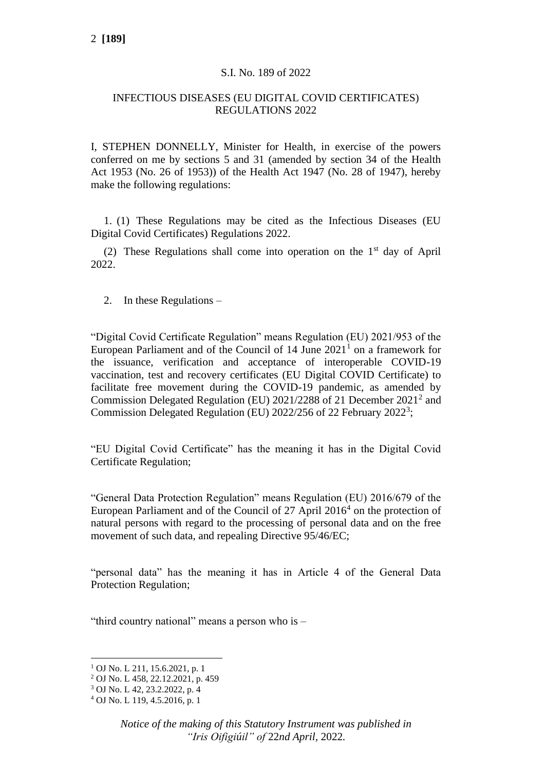S.I. No. 189 of 2022

INFECTIOUS DISEASES (EU DIGITAL COVID CERTIFICATES) REGULATIONS 2022

I, STEPHEN DONNELLY, Minister for Health, in exercise of the powers conferred on me by sections 5 and 31 (amended by section 34 of the Health Act 1953 (No. 26 of 1953)) of the Health Act 1947 (No. 28 of 1947), hereby make the following regulations:

1. (1) These Regulations may be cited as the Infectious Diseases (EU Digital Covid Certificates) Regulations 2022.

(2) These Regulations shall come into operation on the 1st day of April 2022.

2. In these Regulations –

"Digital Covid Certificate Regulation" means Regulation (EU) 2021/953 of the European Parliament and of the Council of 14 June 2021[1] on a framework for the issuance, verification and acceptance of interoperable COVID-19 vaccination, test and recovery certificates (EU Digital COVID Certificate) to facilitate free movement during the COVID-19 pandemic, as amended by Commission Delegated Regulation (EU) 2021/2288 of 21 December 2021[2] and Commission Delegated Regulation (EU) 2022/256 of 22 February 2022[3];

"EU Digital Covid Certificate" has the meaning it has in the Digital Covid Certificate Regulation;

"General Data Protection Regulation" means Regulation (EU) 2016/679 of the European Parliament and of the Council of 27 April 2016[4] on the protection of natural persons with regard to the processing of personal data and on the free movement of such data, and repealing Directive 95/46/EC;

"personal data" has the meaning it has in Article 4 of the General Data Protection Regulation;

"third country national" means a person who is –

[1] OJ No. L 211, 15.6.2021, p. 1
[2] OJ No. L 458, 22.12.2021, p. 459
[3] OJ No. L 42, 23.2.2022, p. 4
[4] OJ No. L 119, 4.5.2016, p. 1

*Notice of the making of this Statutory Instrument was published in "Iris Oifigiúil" of 22nd April, 2022.*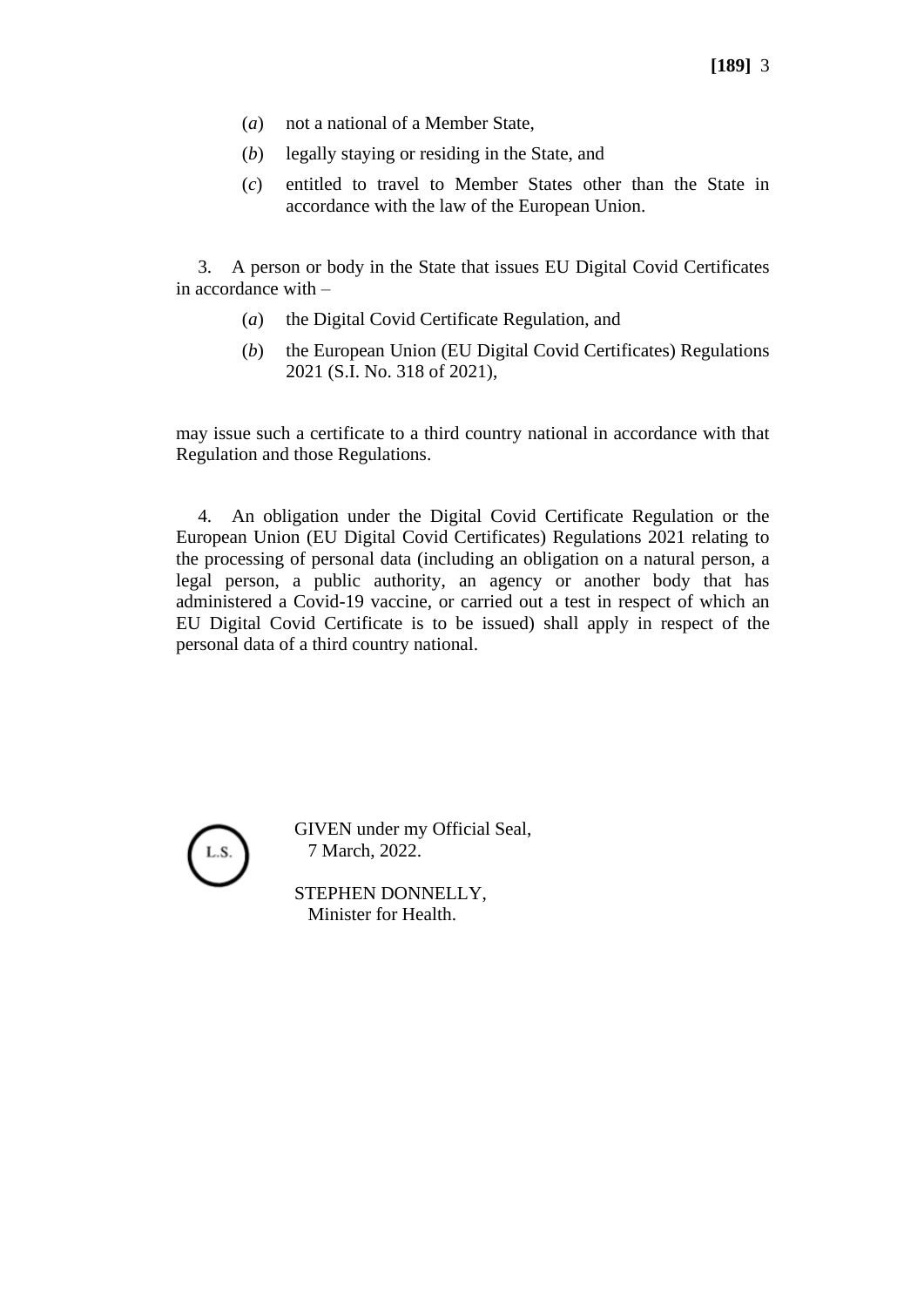(*a*) not a national of a Member State,

(*b*) legally staying or residing in the State, and

(*c*) entitled to travel to Member States other than the State in accordance with the law of the European Union.

3. A person or body in the State that issues EU Digital Covid Certificates in accordance with –

(*a*) the Digital Covid Certificate Regulation, and

(*b*) the European Union (EU Digital Covid Certificates) Regulations 2021 (S.I. No. 318 of 2021),

may issue such a certificate to a third country national in accordance with that Regulation and those Regulations.

4. An obligation under the Digital Covid Certificate Regulation or the European Union (EU Digital Covid Certificates) Regulations 2021 relating to the processing of personal data (including an obligation on a natural person, a legal person, a public authority, an agency or another body that has administered a Covid-19 vaccine, or carried out a test in respect of which an EU Digital Covid Certificate is to be issued) shall apply in respect of the personal data of a third country national.

L.S.

GIVEN under my Official Seal,
7 March, 2022.

STEPHEN DONNELLY,
Minister for Health.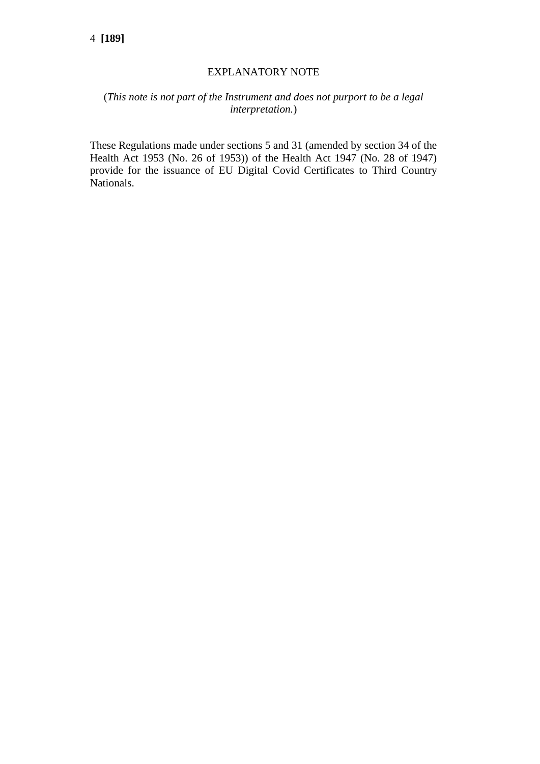## EXPLANATORY NOTE

(*This note is not part of the Instrument and does not purport to be a legal interpretation.*)

These Regulations made under sections 5 and 31 (amended by section 34 of the Health Act 1953 (No. 26 of 1953)) of the Health Act 1947 (No. 28 of 1947) provide for the issuance of EU Digital Covid Certificates to Third Country Nationals.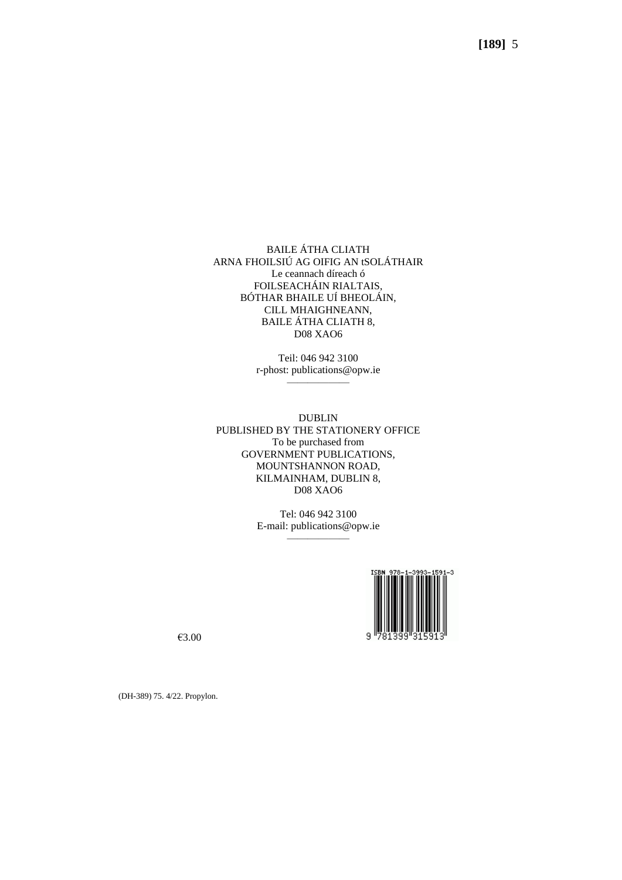BAILE ÁTHA CLIATH
ARNA FHOILSIÚ AG OIFIG AN tSOLÁTHAIR
Le ceannach díreach ó
FOILSEACHÁIN RIALTAIS,
BÓTHAR BHAILE UÍ BHEOLÁIN,
CILL MHAIGHNEANN,
BAILE ÁTHA CLIATH 8,
D08 XAO6

Teil: 046 942 3100
r-phost: publications@opw.ie

---

DUBLIN
PUBLISHED BY THE STATIONERY OFFICE
To be purchased from
GOVERNMENT PUBLICATIONS,
MOUNTSHANNON ROAD,
KILMAINHAM, DUBLIN 8,
D08 XAO6

Tel: 046 942 3100
E-mail: publications@opw.ie

---

ISBN 978-1-3993-1591-3

9 781399 315913

€3.00

(DH-389) 75. 4/22. Propylon.